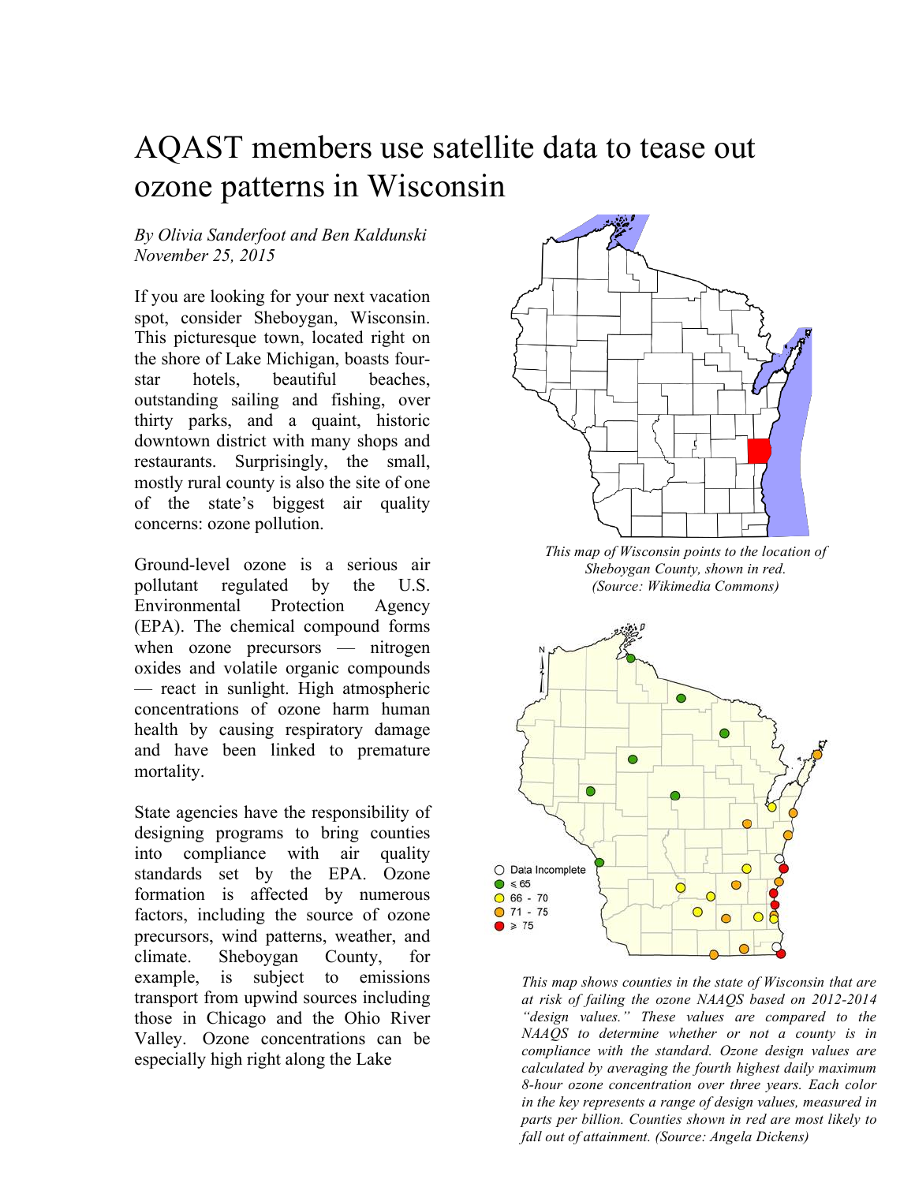# AQAST members use satellite data to tease out ozone patterns in Wisconsin

*By Olivia Sanderfoot and Ben Kaldunski*
*November 25, 2015*

If you are looking for your next vacation spot, consider Sheboygan, Wisconsin. This picturesque town, located right on the shore of Lake Michigan, boasts four-star hotels, beautiful beaches, outstanding sailing and fishing, over thirty parks, and a quaint, historic downtown district with many shops and restaurants. Surprisingly, the small, mostly rural county is also the site of one of the state's biggest air quality concerns: ozone pollution.

*This map of Wisconsin points to the location of Sheboygan County, shown in red. (Source: Wikimedia Commons)*

Ground-level ozone is a serious air pollutant regulated by the U.S. Environmental Protection Agency (EPA). The chemical compound forms when ozone precursors — nitrogen oxides and volatile organic compounds — react in sunlight. High atmospheric concentrations of ozone harm human health by causing respiratory damage and have been linked to premature mortality.

State agencies have the responsibility of designing programs to bring counties into compliance with air quality standards set by the EPA. Ozone formation is affected by numerous factors, including the source of ozone precursors, wind patterns, weather, and climate. Sheboygan County, for example, is subject to emissions transport from upwind sources including those in Chicago and the Ohio River Valley. Ozone concentrations can be especially high right along the Lake

*This map shows counties in the state of Wisconsin that are at risk of failing the ozone NAAQS based on 2012-2014 "design values." These values are compared to the NAAQS to determine whether or not a county is in compliance with the standard. Ozone design values are calculated by averaging the fourth highest daily maximum 8-hour ozone concentration over three years. Each color in the key represents a range of design values, measured in parts per billion. Counties shown in red are most likely to fall out of attainment. (Source: Angela Dickens)*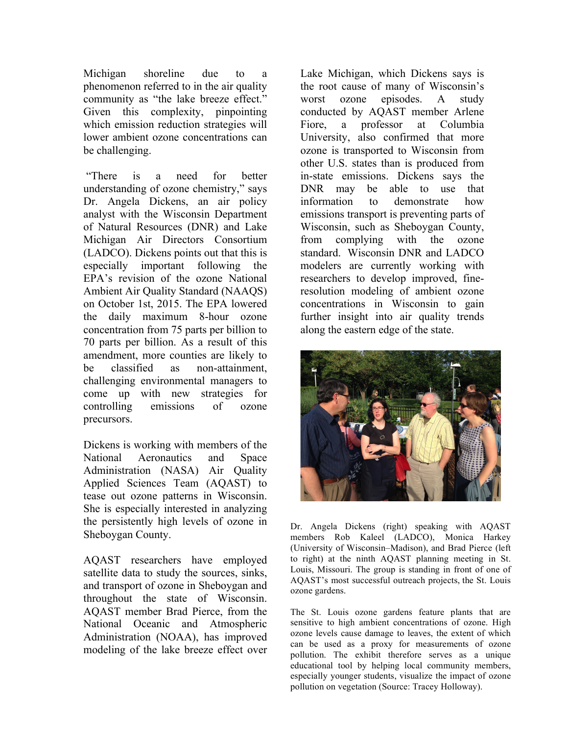Michigan shoreline due to a phenomenon referred to in the air quality community as "the lake breeze effect." Given this complexity, pinpointing which emission reduction strategies will lower ambient ozone concentrations can be challenging.

"There is a need for better understanding of ozone chemistry," says Dr. Angela Dickens, an air policy analyst with the Wisconsin Department of Natural Resources (DNR) and Lake Michigan Air Directors Consortium (LADCO). Dickens points out that this is especially important following the EPA's revision of the ozone National Ambient Air Quality Standard (NAAQS) on October 1st, 2015. The EPA lowered the daily maximum 8-hour ozone concentration from 75 parts per billion to 70 parts per billion. As a result of this amendment, more counties are likely to be classified as non-attainment, challenging environmental managers to come up with new strategies for controlling emissions of ozone precursors.

Dickens is working with members of the National Aeronautics and Space Administration (NASA) Air Quality Applied Sciences Team (AQAST) to tease out ozone patterns in Wisconsin. She is especially interested in analyzing the persistently high levels of ozone in Sheboygan County.

AQAST researchers have employed satellite data to study the sources, sinks, and transport of ozone in Sheboygan and throughout the state of Wisconsin. AQAST member Brad Pierce, from the National Oceanic and Atmospheric Administration (NOAA), has improved modeling of the lake breeze effect over Lake Michigan, which Dickens says is the root cause of many of Wisconsin's worst ozone episodes. A study conducted by AQAST member Arlene Fiore, a professor at Columbia University, also confirmed that more ozone is transported to Wisconsin from other U.S. states than is produced from in-state emissions. Dickens says the DNR may be able to use that information to demonstrate how emissions transport is preventing parts of Wisconsin, such as Sheboygan County, from complying with the ozone standard. Wisconsin DNR and LADCO modelers are currently working with researchers to develop improved, fine-resolution modeling of ambient ozone concentrations in Wisconsin to gain further insight into air quality trends along the eastern edge of the state.

Dr. Angela Dickens (right) speaking with AQAST members Rob Kaleel (LADCO), Monica Harkey (University of Wisconsin–Madison), and Brad Pierce (left to right) at the ninth AQAST planning meeting in St. Louis, Missouri. The group is standing in front of one of AQAST's most successful outreach projects, the St. Louis ozone gardens.

The St. Louis ozone gardens feature plants that are sensitive to high ambient concentrations of ozone. High ozone levels cause damage to leaves, the extent of which can be used as a proxy for measurements of ozone pollution. The exhibit therefore serves as a unique educational tool by helping local community members, especially younger students, visualize the impact of ozone pollution on vegetation (Source: Tracey Holloway).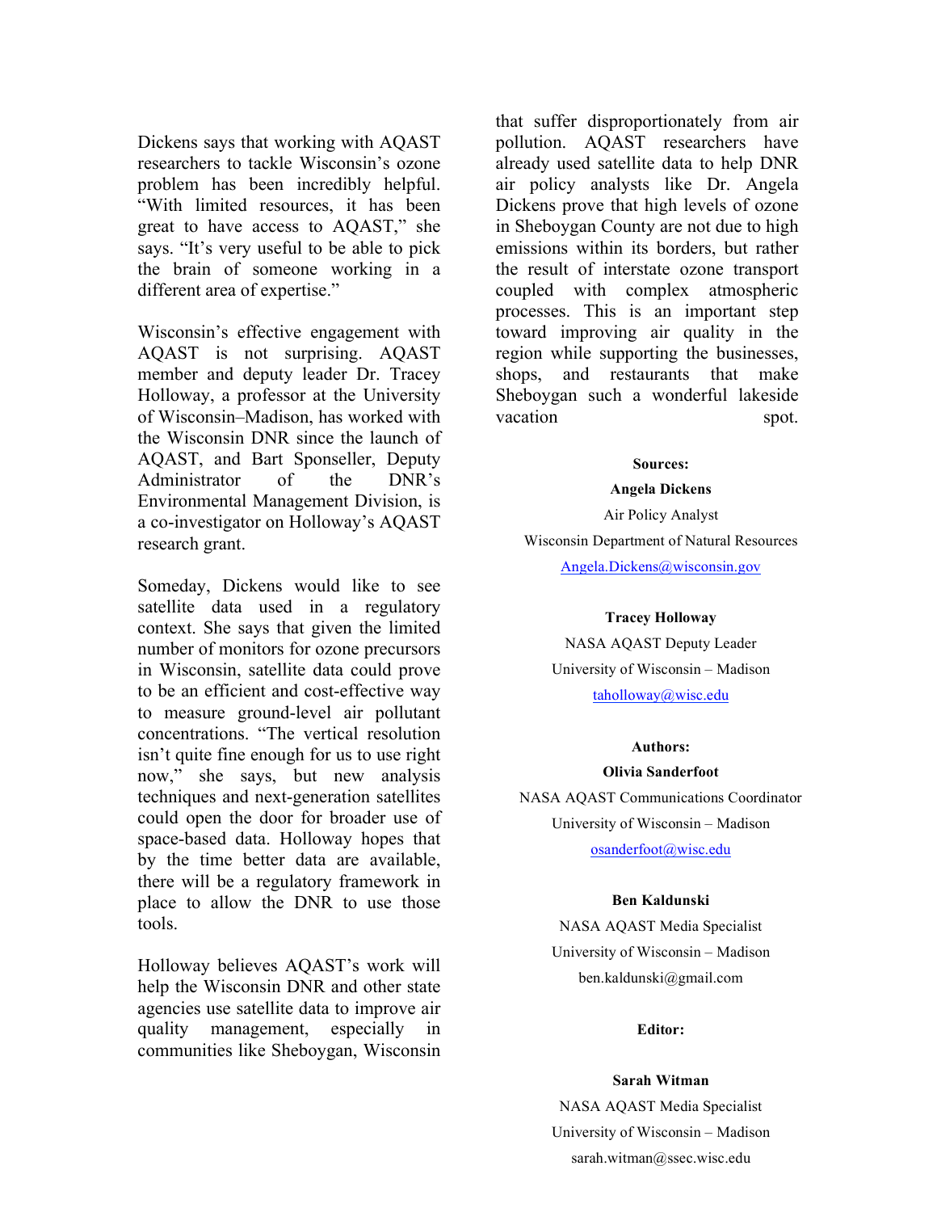Dickens says that working with AQAST researchers to tackle Wisconsin's ozone problem has been incredibly helpful. "With limited resources, it has been great to have access to AQAST," she says. "It's very useful to be able to pick the brain of someone working in a different area of expertise."

Wisconsin's effective engagement with AQAST is not surprising. AQAST member and deputy leader Dr. Tracey Holloway, a professor at the University of Wisconsin–Madison, has worked with the Wisconsin DNR since the launch of AQAST, and Bart Sponseller, Deputy Administrator of the DNR's Environmental Management Division, is a co-investigator on Holloway's AQAST research grant.

Someday, Dickens would like to see satellite data used in a regulatory context. She says that given the limited number of monitors for ozone precursors in Wisconsin, satellite data could prove to be an efficient and cost-effective way to measure ground-level air pollutant concentrations. "The vertical resolution isn't quite fine enough for us to use right now," she says, but new analysis techniques and next-generation satellites could open the door for broader use of space-based data. Holloway hopes that by the time better data are available, there will be a regulatory framework in place to allow the DNR to use those tools.

Holloway believes AQAST's work will help the Wisconsin DNR and other state agencies use satellite data to improve air quality management, especially in communities like Sheboygan, Wisconsin that suffer disproportionately from air pollution. AQAST researchers have already used satellite data to help DNR air policy analysts like Dr. Angela Dickens prove that high levels of ozone in Sheboygan County are not due to high emissions within its borders, but rather the result of interstate ozone transport coupled with complex atmospheric processes. This is an important step toward improving air quality in the region while supporting the businesses, shops, and restaurants that make Sheboygan such a wonderful lakeside vacation spot.

**Sources:**

**Angela Dickens**
Air Policy Analyst
Wisconsin Department of Natural Resources
Angela.Dickens@wisconsin.gov

**Tracey Holloway**
NASA AQAST Deputy Leader
University of Wisconsin – Madison
taholloway@wisc.edu

**Authors:**

**Olivia Sanderfoot**
NASA AQAST Communications Coordinator
University of Wisconsin – Madison
osanderfoot@wisc.edu

**Ben Kaldunski**
NASA AQAST Media Specialist
University of Wisconsin – Madison
ben.kaldunski@gmail.com

**Editor:**

**Sarah Witman**
NASA AQAST Media Specialist
University of Wisconsin – Madison
sarah.witman@ssec.wisc.edu